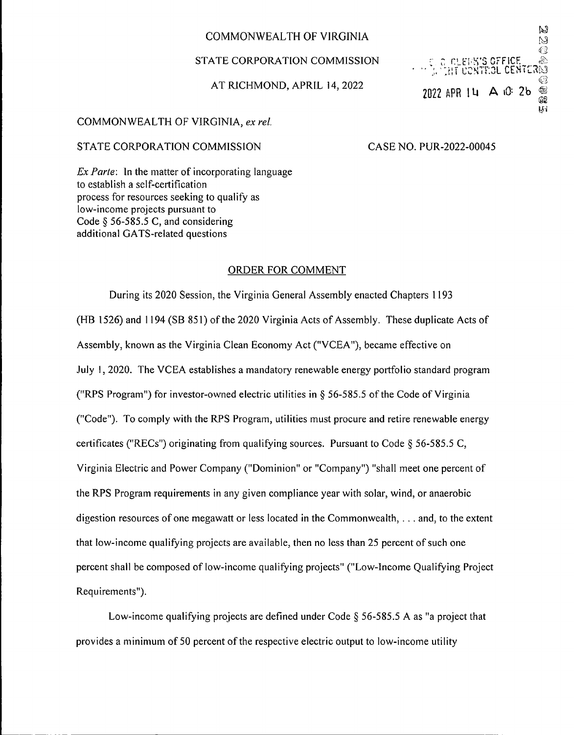COMMONWEALTH OF VIRGINIA

STATE CORPORATION COMMISSION

AT RICHMOND, APRIL 14, 2022

COMMONWEALTH OF VIRGINIA, *ex rel.*

STATE CORPORATION COMMISSION

CASE NO. PUR-2022-00045

*Ex Parte*: In the matter of incorporating language to establish a self-certification process for resources seeking to qualify as low-income projects pursuant to Code § 56-585.5 C, and considering additional GATS-related questions

## ORDER FOR COMMENT

During its 2020 Session, the Virginia General Assembly enacted Chapters 1193 (HB 1526) and 1194 (SB 851) of the 2020 Virginia Acts of Assembly. These duplicate Acts of Assembly, known as the Virginia Clean Economy Act ("VCEA"), became effective on July 1, 2020. The VCEA establishes a mandatory renewable energy portfolio standard program ("RPS Program") for investor-owned electric utilities in § 56-585.5 of the Code of Virginia ("Code"). To comply with the RPS Program, utilities must procure and retire renewable energy certificates ("RECs") originating from qualifying sources. Pursuant to Code § 56-585.5 C, Virginia Electric and Power Company ("Dominion" or "Company") "shall meet one percent of the RPS Program requirements in any given compliance year with solar, wind, or anaerobic digestion resources of one megawatt or less located in the Commonwealth, . . . and, to the extent that low-income qualifying projects are available, then no less than 25 percent of such one percent shall be composed of low-income qualifying projects" ("Low-Income Qualifying Project Requirements").

Low-income qualifying projects are defined under Code § 56-585.5 A as "a project that provides a minimum of 50 percent of the respective electric output to low-income utility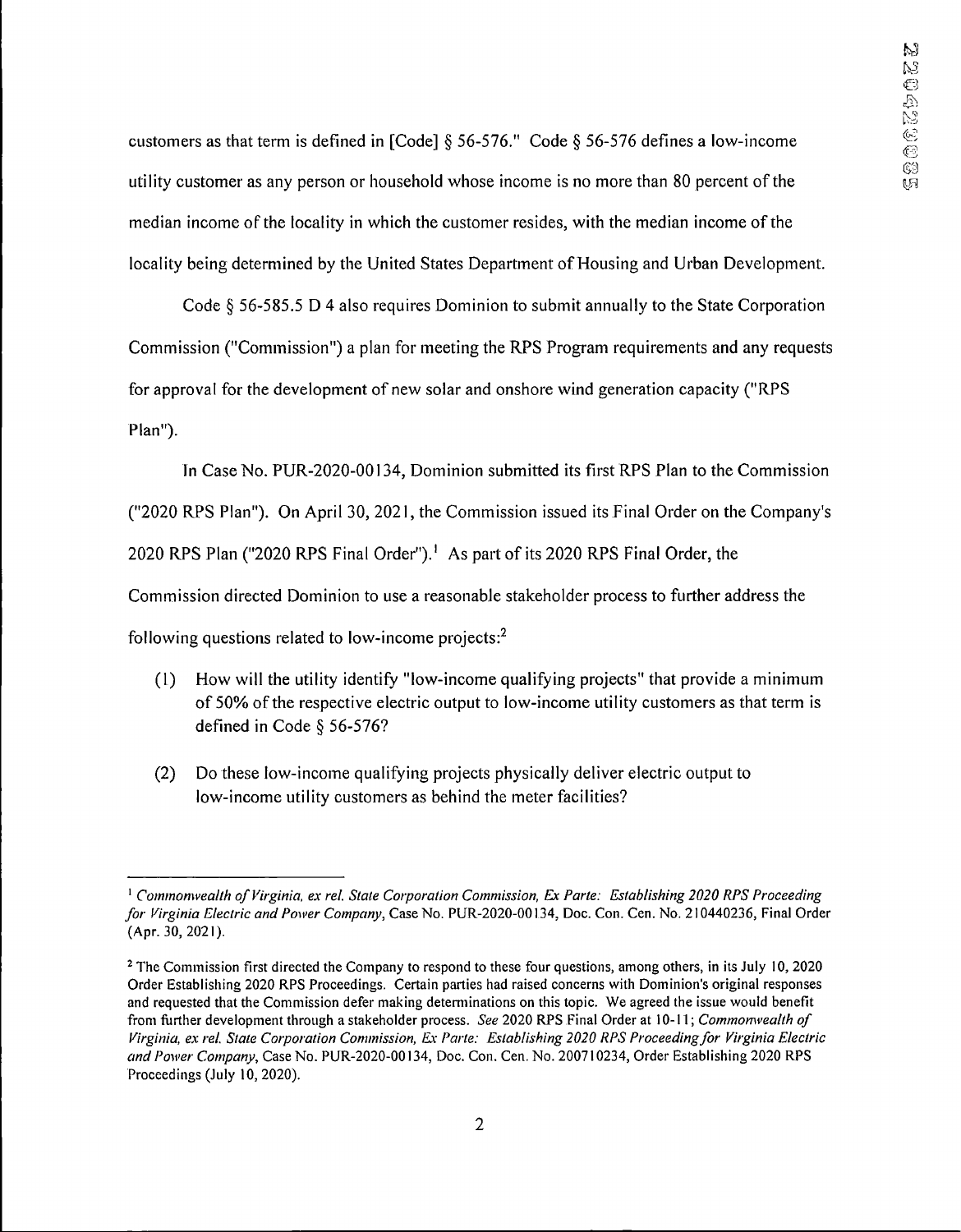customers as that term is defined in [Code] § 56-576." Code § 56-576 defines a low-income utility customer as any person or household whose income is no more than 80 percent of the median income of the locality in which the customer resides, with the median income of the locality being determined by the United States Department of Housing and Urban Development.

Code § 56-585.5 D 4 also requires Dominion to submit annually to the State Corporation Commission ("Commission") a plan for meeting the RPS Program requirements and any requests for approval for the development of new solar and onshore wind generation capacity ("RPS Plan").

In Case No. PUR-2020-00134, Dominion submitted its first RPS Plan to the Commission ("2020 RPS Plan"). On April 30, 2021, the Commission issued its Final Order on the Company's 2020 RPS Plan ("2020 RPS Final Order").[1] As part of its 2020 RPS Final Order, the Commission directed Dominion to use a reasonable stakeholder process to further address the following questions related to low-income projects:[2]

(1) How will the utility identify "low-income qualifying projects" that provide a minimum of 50% of the respective electric output to low-income utility customers as that term is defined in Code § 56-576?

(2) Do these low-income qualifying projects physically deliver electric output to low-income utility customers as behind the meter facilities?

---

[1] *Commonwealth of Virginia, ex rel. State Corporation Commission, Ex Parte: Establishing 2020 RPS Proceeding for Virginia Electric and Power Company*, Case No. PUR-2020-00134, Doc. Con. Cen. No. 210440236, Final Order (Apr. 30, 2021).

[2] The Commission first directed the Company to respond to these four questions, among others, in its July 10, 2020 Order Establishing 2020 RPS Proceedings. Certain parties had raised concerns with Dominion's original responses and requested that the Commission defer making determinations on this topic. We agreed the issue would benefit from further development through a stakeholder process. *See* 2020 RPS Final Order at 10-11; *Commonwealth of Virginia, ex rel. State Corporation Commission, Ex Parte: Establishing 2020 RPS Proceeding for Virginia Electric and Power Company*, Case No. PUR-2020-00134, Doc. Con. Cen. No. 200710234, Order Establishing 2020 RPS Proceedings (July 10, 2020).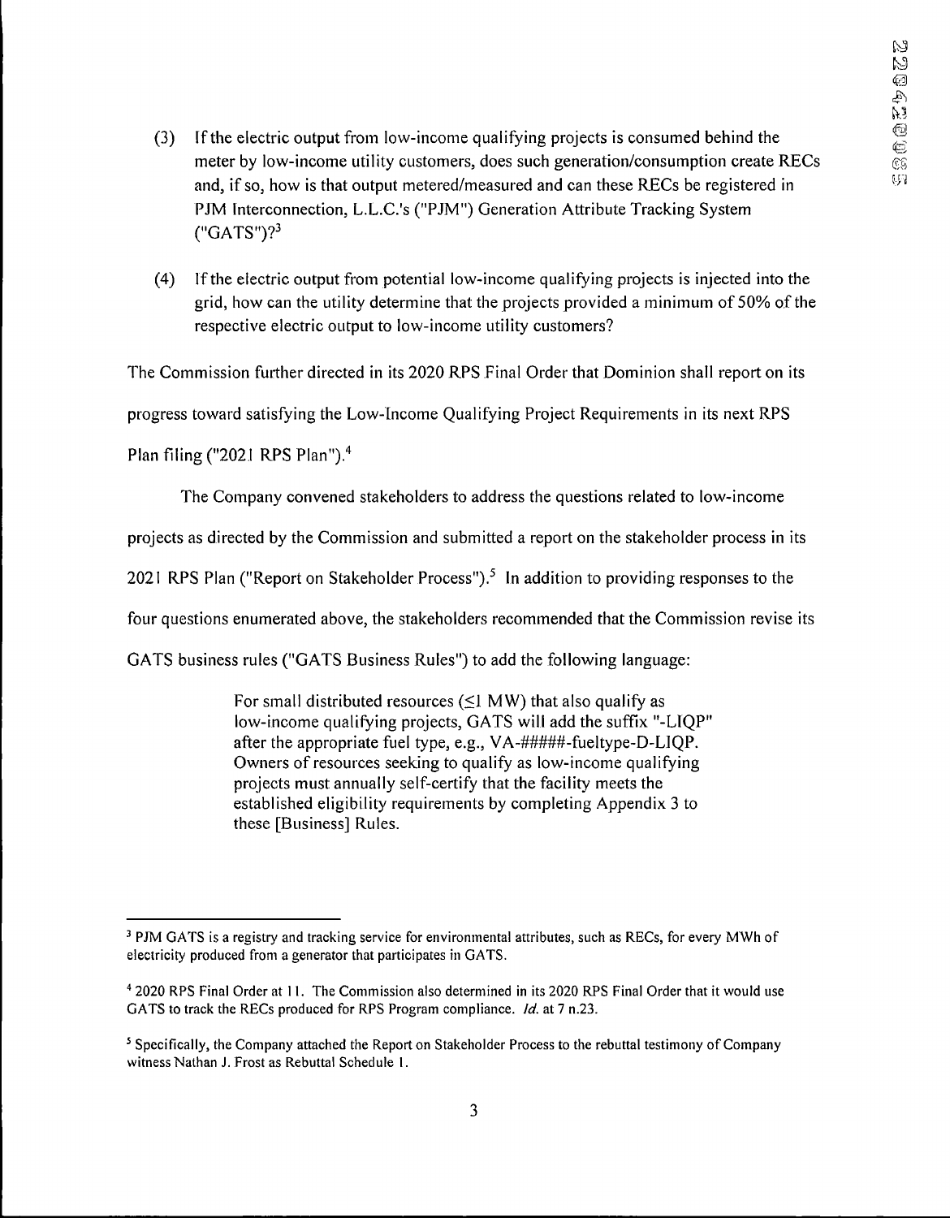(3) If the electric output from low-income qualifying projects is consumed behind the meter by low-income utility customers, does such generation/consumption create RECs and, if so, how is that output metered/measured and can these RECs be registered in PJM Interconnection, L.L.C.'s ("PJM") Generation Attribute Tracking System ("GATS")?[3]

(4) If the electric output from potential low-income qualifying projects is injected into the grid, how can the utility determine that the projects provided a minimum of 50% of the respective electric output to low-income utility customers?

The Commission further directed in its 2020 RPS Final Order that Dominion shall report on its progress toward satisfying the Low-Income Qualifying Project Requirements in its next RPS Plan filing ("2021 RPS Plan").[4]

The Company convened stakeholders to address the questions related to low-income projects as directed by the Commission and submitted a report on the stakeholder process in its 2021 RPS Plan ("Report on Stakeholder Process").[5] In addition to providing responses to the four questions enumerated above, the stakeholders recommended that the Commission revise its GATS business rules ("GATS Business Rules") to add the following language:

> For small distributed resources (≤1 MW) that also qualify as low-income qualifying projects, GATS will add the suffix "-LIQP" after the appropriate fuel type, e.g., VA-#####-fueltype-D-LIQP. Owners of resources seeking to qualify as low-income qualifying projects must annually self-certify that the facility meets the established eligibility requirements by completing Appendix 3 to these [Business] Rules.

---

[3] PJM GATS is a registry and tracking service for environmental attributes, such as RECs, for every MWh of electricity produced from a generator that participates in GATS.

[4] 2020 RPS Final Order at 11. The Commission also determined in its 2020 RPS Final Order that it would use GATS to track the RECs produced for RPS Program compliance. *Id.* at 7 n.23.

[5] Specifically, the Company attached the Report on Stakeholder Process to the rebuttal testimony of Company witness Nathan J. Frost as Rebuttal Schedule 1.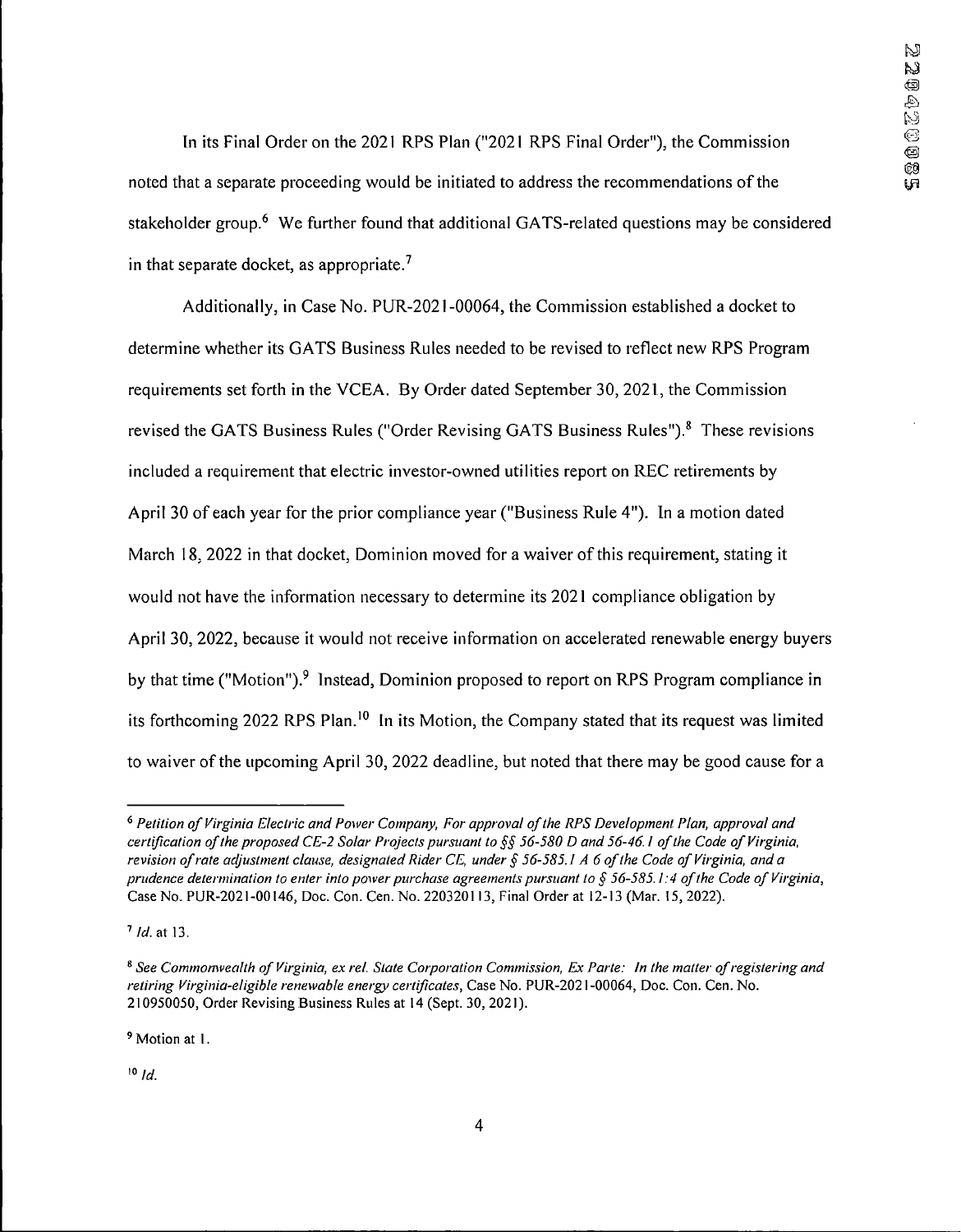In its Final Order on the 2021 RPS Plan ("2021 RPS Final Order"), the Commission noted that a separate proceeding would be initiated to address the recommendations of the stakeholder group.[6] We further found that additional GATS-related questions may be considered in that separate docket, as appropriate.[7]

Additionally, in Case No. PUR-2021-00064, the Commission established a docket to determine whether its GATS Business Rules needed to be revised to reflect new RPS Program requirements set forth in the VCEA. By Order dated September 30, 2021, the Commission revised the GATS Business Rules ("Order Revising GATS Business Rules").[8] These revisions included a requirement that electric investor-owned utilities report on REC retirements by April 30 of each year for the prior compliance year ("Business Rule 4"). In a motion dated March 18, 2022 in that docket, Dominion moved for a waiver of this requirement, stating it would not have the information necessary to determine its 2021 compliance obligation by April 30, 2022, because it would not receive information on accelerated renewable energy buyers by that time ("Motion").[9] Instead, Dominion proposed to report on RPS Program compliance in its forthcoming 2022 RPS Plan.[10] In its Motion, the Company stated that its request was limited to waiver of the upcoming April 30, 2022 deadline, but noted that there may be good cause for a

---

[6] *Petition of Virginia Electric and Power Company, For approval of the RPS Development Plan, approval and certification of the proposed CE-2 Solar Projects pursuant to §§ 56-580 D and 56-46.1 of the Code of Virginia, revision of rate adjustment clause, designated Rider CE, under § 56-585.1 A 6 of the Code of Virginia, and a prudence determination to enter into power purchase agreements pursuant to § 56-585.1:4 of the Code of Virginia*, Case No. PUR-2021-00146, Doc. Con. Cen. No. 220320113, Final Order at 12-13 (Mar. 15, 2022).

[7] *Id.* at 13.

[8] *See Commonwealth of Virginia, ex rel. State Corporation Commission, Ex Parte: In the matter of registering and retiring Virginia-eligible renewable energy certificates*, Case No. PUR-2021-00064, Doc. Con. Cen. No. 210950050, Order Revising Business Rules at 14 (Sept. 30, 2021).

[9] Motion at 1.

[10] *Id.*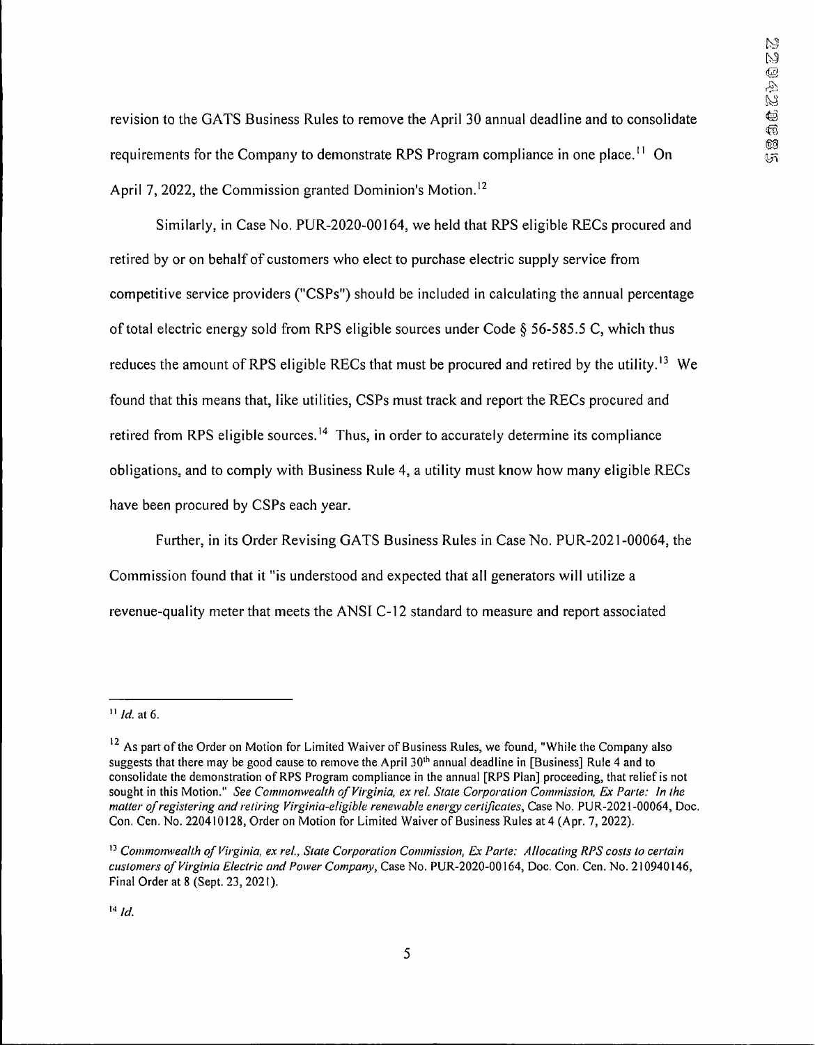revision to the GATS Business Rules to remove the April 30 annual deadline and to consolidate requirements for the Company to demonstrate RPS Program compliance in one place.[11] On April 7, 2022, the Commission granted Dominion's Motion.[12]

Similarly, in Case No. PUR-2020-00164, we held that RPS eligible RECs procured and retired by or on behalf of customers who elect to purchase electric supply service from competitive service providers ("CSPs") should be included in calculating the annual percentage of total electric energy sold from RPS eligible sources under Code § 56-585.5 C, which thus reduces the amount of RPS eligible RECs that must be procured and retired by the utility.[13] We found that this means that, like utilities, CSPs must track and report the RECs procured and retired from RPS eligible sources.[14] Thus, in order to accurately determine its compliance obligations, and to comply with Business Rule 4, a utility must know how many eligible RECs have been procured by CSPs each year.

Further, in its Order Revising GATS Business Rules in Case No. PUR-2021-00064, the Commission found that it "is understood and expected that all generators will utilize a revenue-quality meter that meets the ANSI C-12 standard to measure and report associated

---

[11] *Id.* at 6.

[12] As part of the Order on Motion for Limited Waiver of Business Rules, we found, "While the Company also suggests that there may be good cause to remove the April 30th annual deadline in [Business] Rule 4 and to consolidate the demonstration of RPS Program compliance in the annual [RPS Plan] proceeding, that relief is not sought in this Motion." *See Commonwealth of Virginia, ex rel. State Corporation Commission, Ex Parte: In the matter of registering and retiring Virginia-eligible renewable energy certificates*, Case No. PUR-2021-00064, Doc. Con. Cen. No. 220410128, Order on Motion for Limited Waiver of Business Rules at 4 (Apr. 7, 2022).

[13] *Commonwealth of Virginia, ex rel., State Corporation Commission, Ex Parte: Allocating RPS costs to certain customers of Virginia Electric and Power Company*, Case No. PUR-2020-00164, Doc. Con. Cen. No. 210940146, Final Order at 8 (Sept. 23, 2021).

[14] *Id.*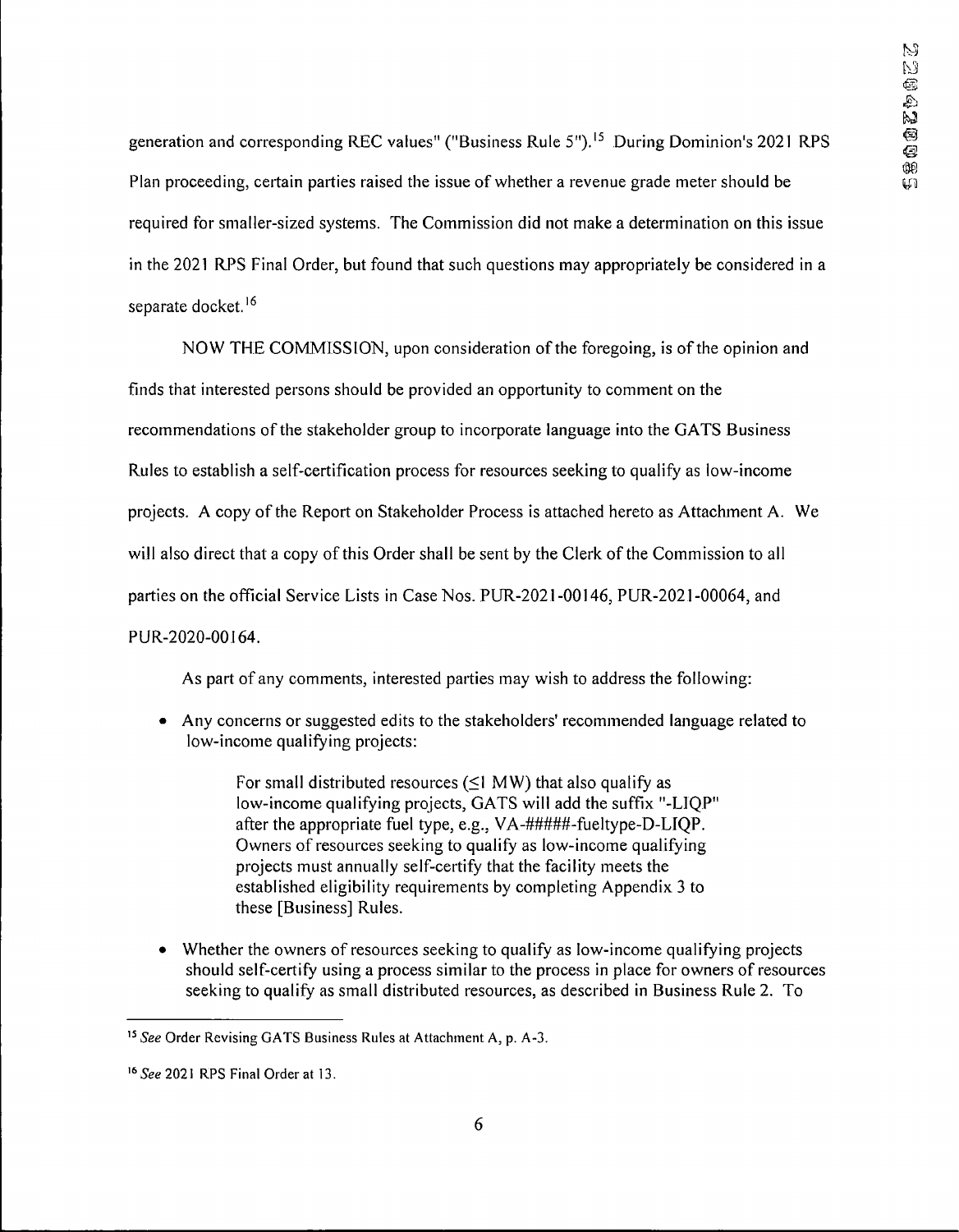generation and corresponding REC values" ("Business Rule 5").[15] During Dominion's 2021 RPS Plan proceeding, certain parties raised the issue of whether a revenue grade meter should be required for smaller-sized systems. The Commission did not make a determination on this issue in the 2021 RPS Final Order, but found that such questions may appropriately be considered in a separate docket.[16]

NOW THE COMMISSION, upon consideration of the foregoing, is of the opinion and finds that interested persons should be provided an opportunity to comment on the recommendations of the stakeholder group to incorporate language into the GATS Business Rules to establish a self-certification process for resources seeking to qualify as low-income projects. A copy of the Report on Stakeholder Process is attached hereto as Attachment A. We will also direct that a copy of this Order shall be sent by the Clerk of the Commission to all parties on the official Service Lists in Case Nos. PUR-2021-00146, PUR-2021-00064, and PUR-2020-00164.

As part of any comments, interested parties may wish to address the following:

- Any concerns or suggested edits to the stakeholders' recommended language related to low-income qualifying projects:

  > For small distributed resources (≤1 MW) that also qualify as low-income qualifying projects, GATS will add the suffix "-LIQP" after the appropriate fuel type, e.g., VA-#####-fueltype-D-LIQP. Owners of resources seeking to qualify as low-income qualifying projects must annually self-certify that the facility meets the established eligibility requirements by completing Appendix 3 to these [Business] Rules.

- Whether the owners of resources seeking to qualify as low-income qualifying projects should self-certify using a process similar to the process in place for owners of resources seeking to qualify as small distributed resources, as described in Business Rule 2. To

---

[15] *See* Order Revising GATS Business Rules at Attachment A, p. A-3.

[16] *See* 2021 RPS Final Order at 13.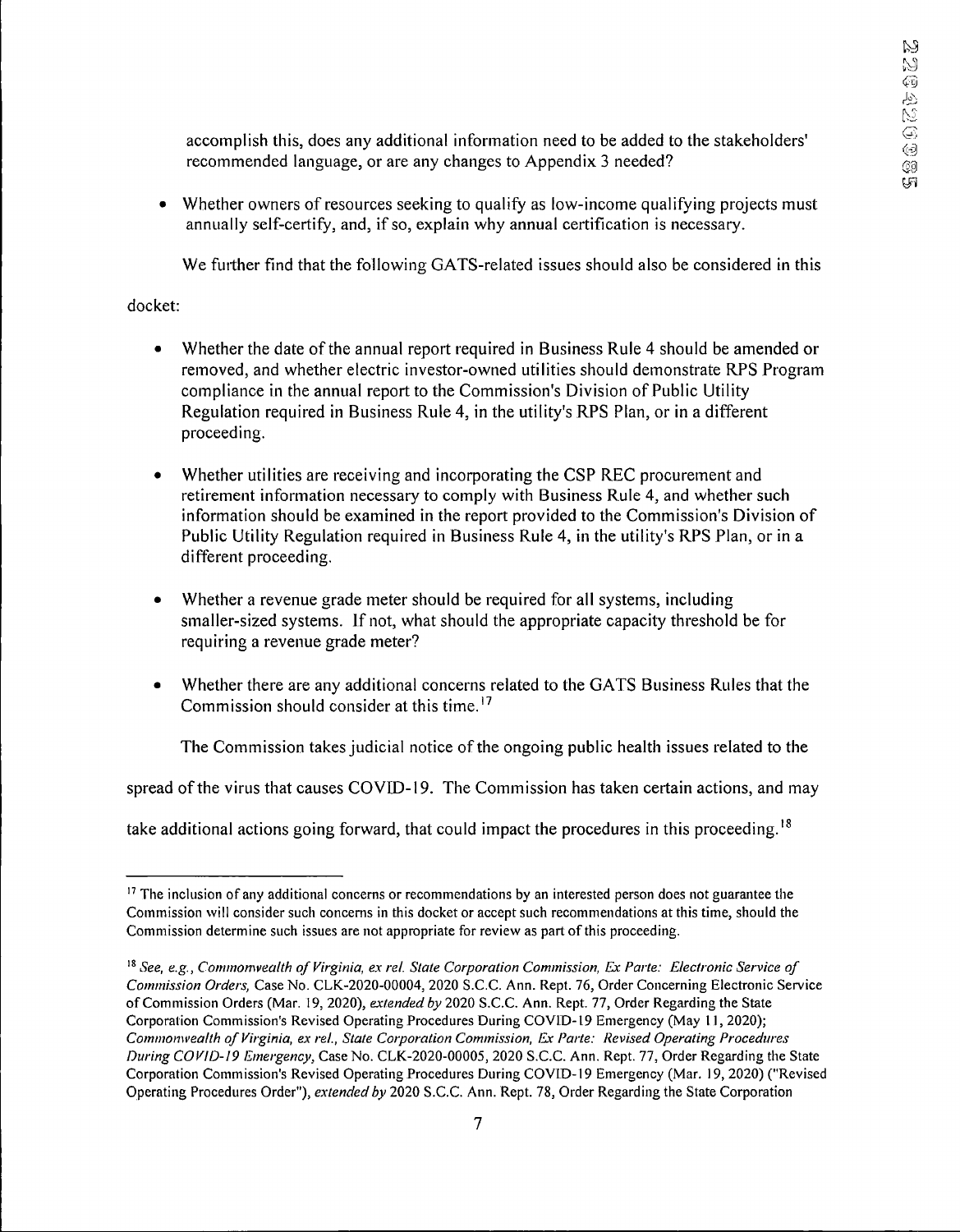accomplish this, does any additional information need to be added to the stakeholders' recommended language, or are any changes to Appendix 3 needed?

- Whether owners of resources seeking to qualify as low-income qualifying projects must annually self-certify, and, if so, explain why annual certification is necessary.

We further find that the following GATS-related issues should also be considered in this docket:

- Whether the date of the annual report required in Business Rule 4 should be amended or removed, and whether electric investor-owned utilities should demonstrate RPS Program compliance in the annual report to the Commission's Division of Public Utility Regulation required in Business Rule 4, in the utility's RPS Plan, or in a different proceeding.

- Whether utilities are receiving and incorporating the CSP REC procurement and retirement information necessary to comply with Business Rule 4, and whether such information should be examined in the report provided to the Commission's Division of Public Utility Regulation required in Business Rule 4, in the utility's RPS Plan, or in a different proceeding.

- Whether a revenue grade meter should be required for all systems, including smaller-sized systems. If not, what should the appropriate capacity threshold be for requiring a revenue grade meter?

- Whether there are any additional concerns related to the GATS Business Rules that the Commission should consider at this time.[17]

The Commission takes judicial notice of the ongoing public health issues related to the spread of the virus that causes COVID-19. The Commission has taken certain actions, and may take additional actions going forward, that could impact the procedures in this proceeding.[18]

---

[17] The inclusion of any additional concerns or recommendations by an interested person does not guarantee the Commission will consider such concerns in this docket or accept such recommendations at this time, should the Commission determine such issues are not appropriate for review as part of this proceeding.

[18] *See, e.g., Commonwealth of Virginia, ex rel. State Corporation Commission, Ex Parte: Electronic Service of Commission Orders,* Case No. CLK-2020-00004, 2020 S.C.C. Ann. Rept. 76, Order Concerning Electronic Service of Commission Orders (Mar. 19, 2020), *extended by* 2020 S.C.C. Ann. Rept. 77, Order Regarding the State Corporation Commission's Revised Operating Procedures During COVID-19 Emergency (May 11, 2020); *Commonwealth of Virginia, ex rel., State Corporation Commission, Ex Parte: Revised Operating Procedures During COVID-19 Emergency,* Case No. CLK-2020-00005, 2020 S.C.C. Ann. Rept. 77, Order Regarding the State Corporation Commission's Revised Operating Procedures During COVID-19 Emergency (Mar. 19, 2020) ("Revised Operating Procedures Order"), *extended by* 2020 S.C.C. Ann. Rept. 78, Order Regarding the State Corporation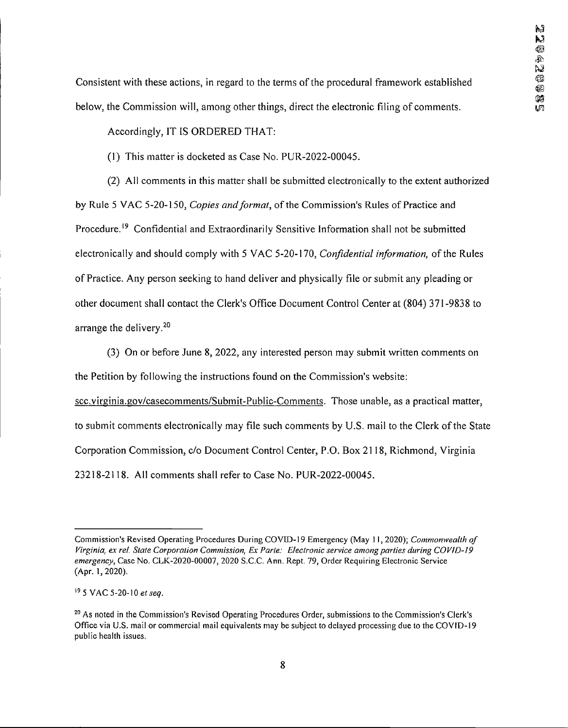Consistent with these actions, in regard to the terms of the procedural framework established below, the Commission will, among other things, direct the electronic filing of comments.

Accordingly, IT IS ORDERED THAT:

(1) This matter is docketed as Case No. PUR-2022-00045.

(2) All comments in this matter shall be submitted electronically to the extent authorized by Rule 5 VAC 5-20-150, *Copies and format*, of the Commission's Rules of Practice and Procedure.[19] Confidential and Extraordinarily Sensitive Information shall not be submitted electronically and should comply with 5 VAC 5-20-170, *Confidential information,* of the Rules of Practice. Any person seeking to hand deliver and physically file or submit any pleading or other document shall contact the Clerk's Office Document Control Center at (804) 371-9838 to arrange the delivery.[20]

(3) On or before June 8, 2022, any interested person may submit written comments on the Petition by following the instructions found on the Commission's website: scc.virginia.gov/casecomments/Submit-Public-Comments. Those unable, as a practical matter, to submit comments electronically may file such comments by U.S. mail to the Clerk of the State Corporation Commission, c/o Document Control Center, P.O. Box 2118, Richmond, Virginia 23218-2118. All comments shall refer to Case No. PUR-2022-00045.

---

Commission's Revised Operating Procedures During COVID-19 Emergency (May 11, 2020); *Commonwealth of Virginia, ex rel. State Corporation Commission, Ex Parte: Electronic service among parties during COVID-19 emergency*, Case No. CLK-2020-00007, 2020 S.C.C. Ann. Rept. 79, Order Requiring Electronic Service (Apr. 1, 2020).

[19] 5 VAC 5-20-10 *et seq.*

[20] As noted in the Commission's Revised Operating Procedures Order, submissions to the Commission's Clerk's Office via U.S. mail or commercial mail equivalents may be subject to delayed processing due to the COVID-19 public health issues.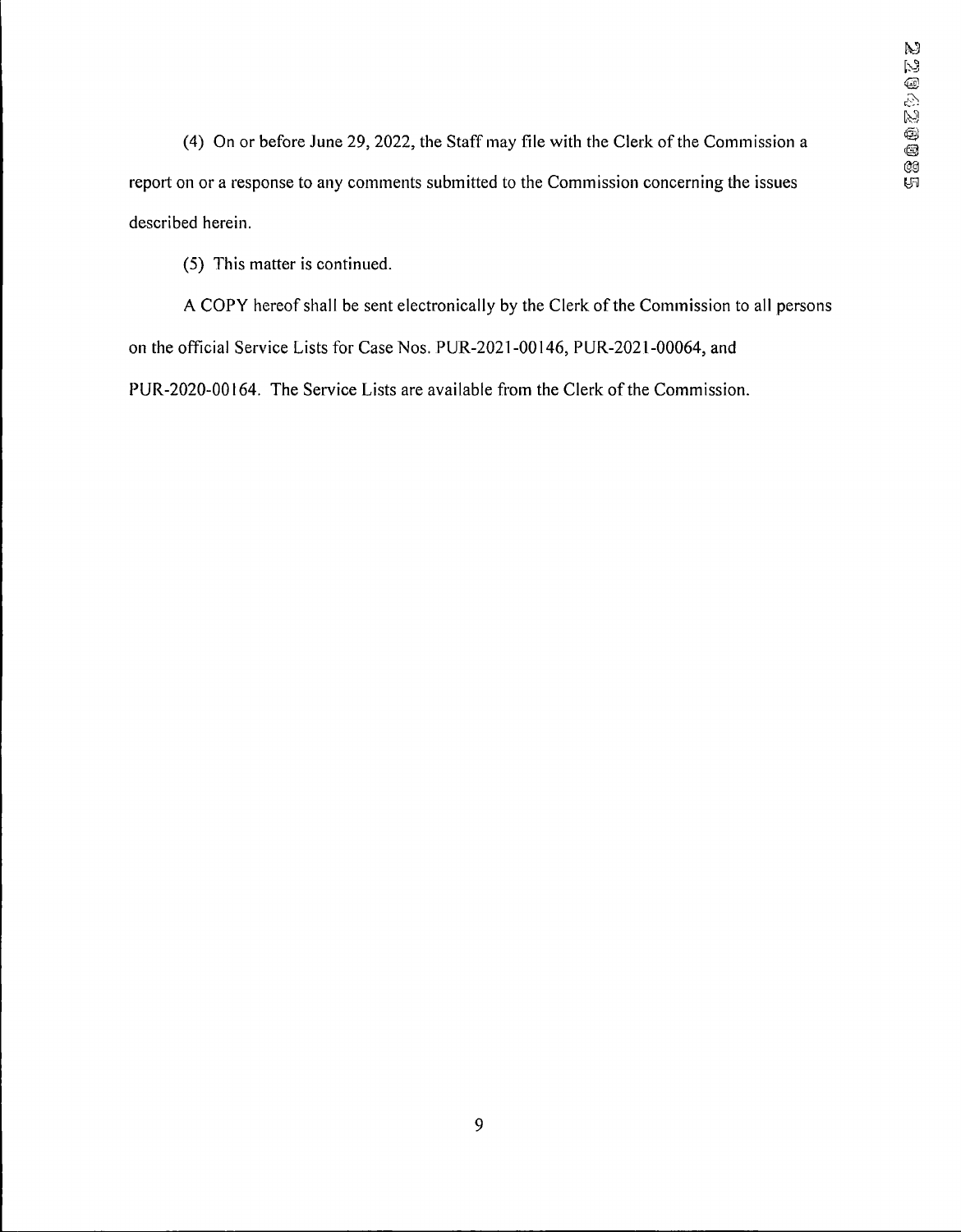(4) On or before June 29, 2022, the Staff may file with the Clerk of the Commission a report on or a response to any comments submitted to the Commission concerning the issues described herein.

(5) This matter is continued.

A COPY hereof shall be sent electronically by the Clerk of the Commission to all persons on the official Service Lists for Case Nos. PUR-2021-00146, PUR-2021-00064, and PUR-2020-00164. The Service Lists are available from the Clerk of the Commission.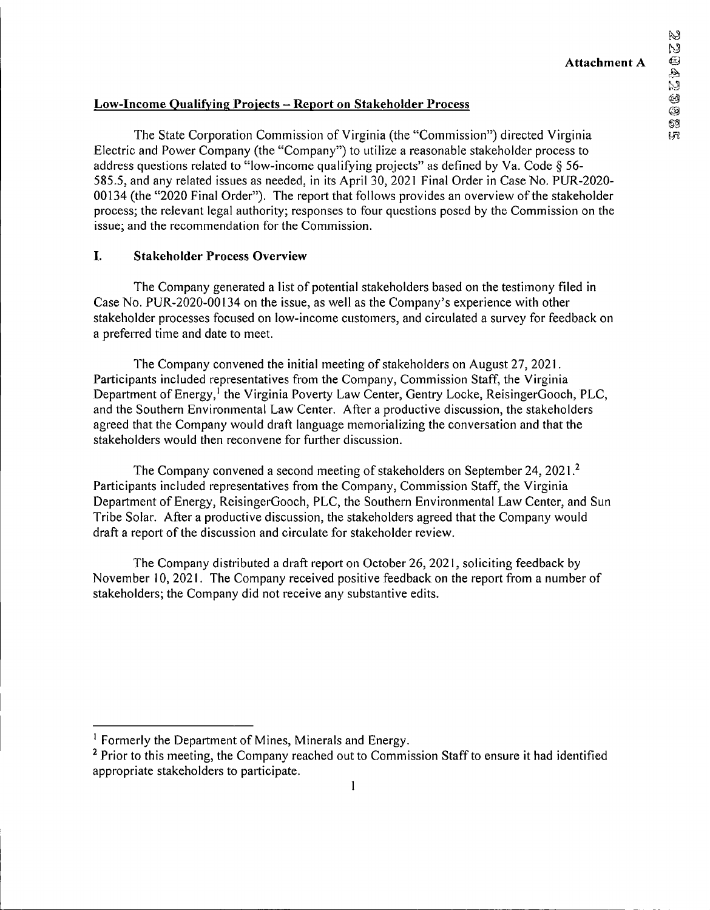**Attachment A**

## Low-Income Qualifying Projects – Report on Stakeholder Process

The State Corporation Commission of Virginia (the "Commission") directed Virginia Electric and Power Company (the "Company") to utilize a reasonable stakeholder process to address questions related to "low-income qualifying projects" as defined by Va. Code § 56-585.5, and any related issues as needed, in its April 30, 2021 Final Order in Case No. PUR-2020-00134 (the "2020 Final Order"). The report that follows provides an overview of the stakeholder process; the relevant legal authority; responses to four questions posed by the Commission on the issue; and the recommendation for the Commission.

### I. Stakeholder Process Overview

The Company generated a list of potential stakeholders based on the testimony filed in Case No. PUR-2020-00134 on the issue, as well as the Company's experience with other stakeholder processes focused on low-income customers, and circulated a survey for feedback on a preferred time and date to meet.

The Company convened the initial meeting of stakeholders on August 27, 2021. Participants included representatives from the Company, Commission Staff, the Virginia Department of Energy,[1] the Virginia Poverty Law Center, Gentry Locke, ReisingerGooch, PLC, and the Southern Environmental Law Center. After a productive discussion, the stakeholders agreed that the Company would draft language memorializing the conversation and that the stakeholders would then reconvene for further discussion.

The Company convened a second meeting of stakeholders on September 24, 2021.[2] Participants included representatives from the Company, Commission Staff, the Virginia Department of Energy, ReisingerGooch, PLC, the Southern Environmental Law Center, and Sun Tribe Solar. After a productive discussion, the stakeholders agreed that the Company would draft a report of the discussion and circulate for stakeholder review.

The Company distributed a draft report on October 26, 2021, soliciting feedback by November 10, 2021. The Company received positive feedback on the report from a number of stakeholders; the Company did not receive any substantive edits.

---

[1] Formerly the Department of Mines, Minerals and Energy.

[2] Prior to this meeting, the Company reached out to Commission Staff to ensure it had identified appropriate stakeholders to participate.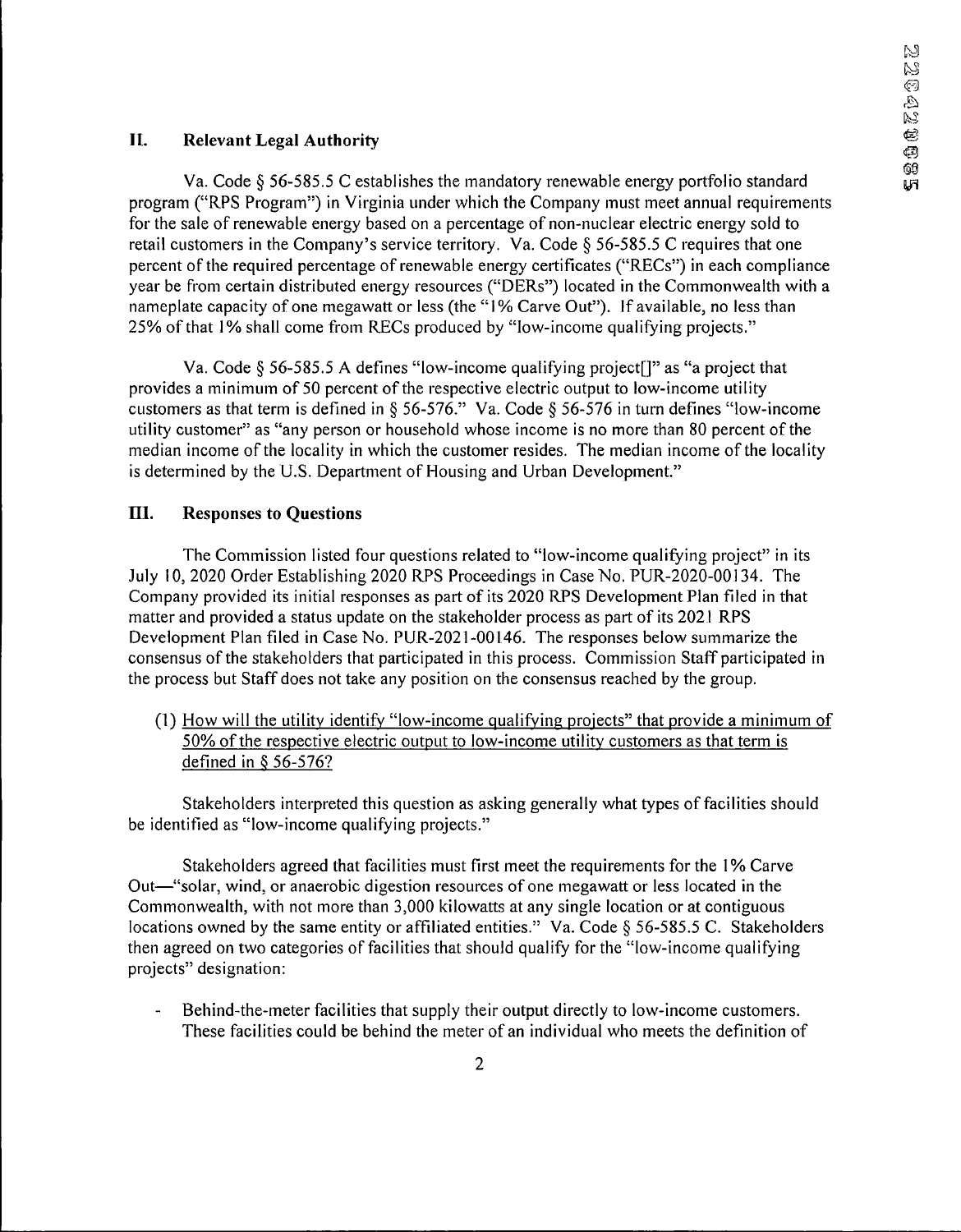## II. Relevant Legal Authority

Va. Code § 56-585.5 C establishes the mandatory renewable energy portfolio standard program ("RPS Program") in Virginia under which the Company must meet annual requirements for the sale of renewable energy based on a percentage of non-nuclear electric energy sold to retail customers in the Company's service territory. Va. Code § 56-585.5 C requires that one percent of the required percentage of renewable energy certificates ("RECs") in each compliance year be from certain distributed energy resources ("DERs") located in the Commonwealth with a nameplate capacity of one megawatt or less (the "1% Carve Out"). If available, no less than 25% of that 1% shall come from RECs produced by "low-income qualifying projects."

Va. Code § 56-585.5 A defines "low-income qualifying project[]" as "a project that provides a minimum of 50 percent of the respective electric output to low-income utility customers as that term is defined in § 56-576." Va. Code § 56-576 in turn defines "low-income utility customer" as "any person or household whose income is no more than 80 percent of the median income of the locality in which the customer resides. The median income of the locality is determined by the U.S. Department of Housing and Urban Development."

## III. Responses to Questions

The Commission listed four questions related to "low-income qualifying project" in its July 10, 2020 Order Establishing 2020 RPS Proceedings in Case No. PUR-2020-00134. The Company provided its initial responses as part of its 2020 RPS Development Plan filed in that matter and provided a status update on the stakeholder process as part of its 2021 RPS Development Plan filed in Case No. PUR-2021-00146. The responses below summarize the consensus of the stakeholders that participated in this process. Commission Staff participated in the process but Staff does not take any position on the consensus reached by the group.

(1) <u>How will the utility identify "low-income qualifying projects" that provide a minimum of 50% of the respective electric output to low-income utility customers as that term is defined in § 56-576?</u>

Stakeholders interpreted this question as asking generally what types of facilities should be identified as "low-income qualifying projects."

Stakeholders agreed that facilities must first meet the requirements for the 1% Carve Out—"solar, wind, or anaerobic digestion resources of one megawatt or less located in the Commonwealth, with not more than 3,000 kilowatts at any single location or at contiguous locations owned by the same entity or affiliated entities." Va. Code § 56-585.5 C. Stakeholders then agreed on two categories of facilities that should qualify for the "low-income qualifying projects" designation:

- Behind-the-meter facilities that supply their output directly to low-income customers. These facilities could be behind the meter of an individual who meets the definition of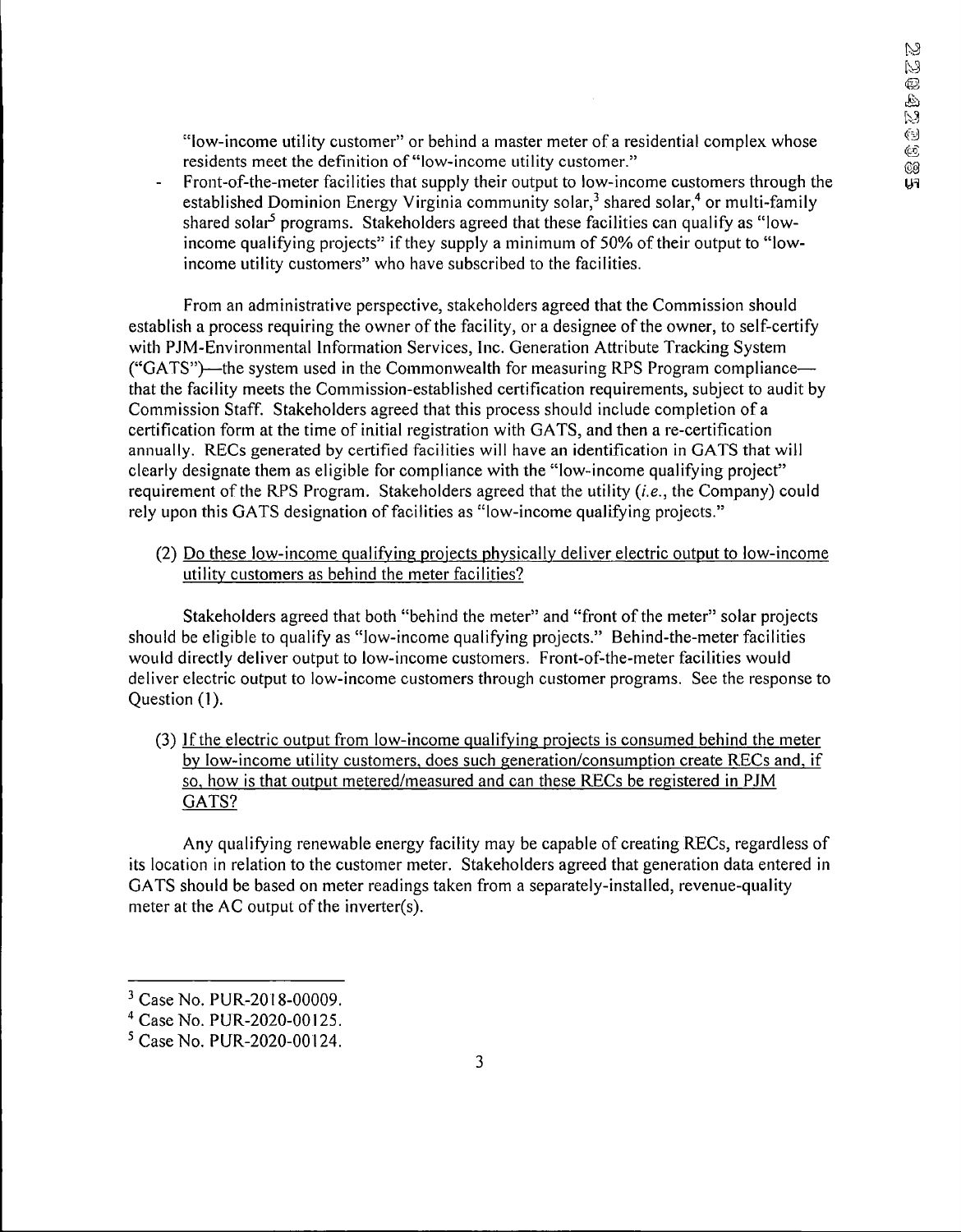"low-income utility customer" or behind a master meter of a residential complex whose residents meet the definition of "low-income utility customer."

- Front-of-the-meter facilities that supply their output to low-income customers through the established Dominion Energy Virginia community solar,[3] shared solar,[4] or multi-family shared solar[5] programs. Stakeholders agreed that these facilities can qualify as "low-income qualifying projects" if they supply a minimum of 50% of their output to "low-income utility customers" who have subscribed to the facilities.

From an administrative perspective, stakeholders agreed that the Commission should establish a process requiring the owner of the facility, or a designee of the owner, to self-certify with PJM-Environmental Information Services, Inc. Generation Attribute Tracking System ("GATS")—the system used in the Commonwealth for measuring RPS Program compliance—that the facility meets the Commission-established certification requirements, subject to audit by Commission Staff. Stakeholders agreed that this process should include completion of a certification form at the time of initial registration with GATS, and then a re-certification annually. RECs generated by certified facilities will have an identification in GATS that will clearly designate them as eligible for compliance with the "low-income qualifying project" requirement of the RPS Program. Stakeholders agreed that the utility (*i.e.*, the Company) could rely upon this GATS designation of facilities as "low-income qualifying projects."

(2) <u>Do these low-income qualifying projects physically deliver electric output to low-income utility customers as behind the meter facilities?</u>

Stakeholders agreed that both "behind the meter" and "front of the meter" solar projects should be eligible to qualify as "low-income qualifying projects." Behind-the-meter facilities would directly deliver output to low-income customers. Front-of-the-meter facilities would deliver electric output to low-income customers through customer programs. See the response to Question (1).

(3) <u>If the electric output from low-income qualifying projects is consumed behind the meter by low-income utility customers, does such generation/consumption create RECs and, if so, how is that output metered/measured and can these RECs be registered in PJM GATS?</u>

Any qualifying renewable energy facility may be capable of creating RECs, regardless of its location in relation to the customer meter. Stakeholders agreed that generation data entered in GATS should be based on meter readings taken from a separately-installed, revenue-quality meter at the AC output of the inverter(s).

---

[3] Case No. PUR-2018-00009.

[4] Case No. PUR-2020-00125.

[5] Case No. PUR-2020-00124.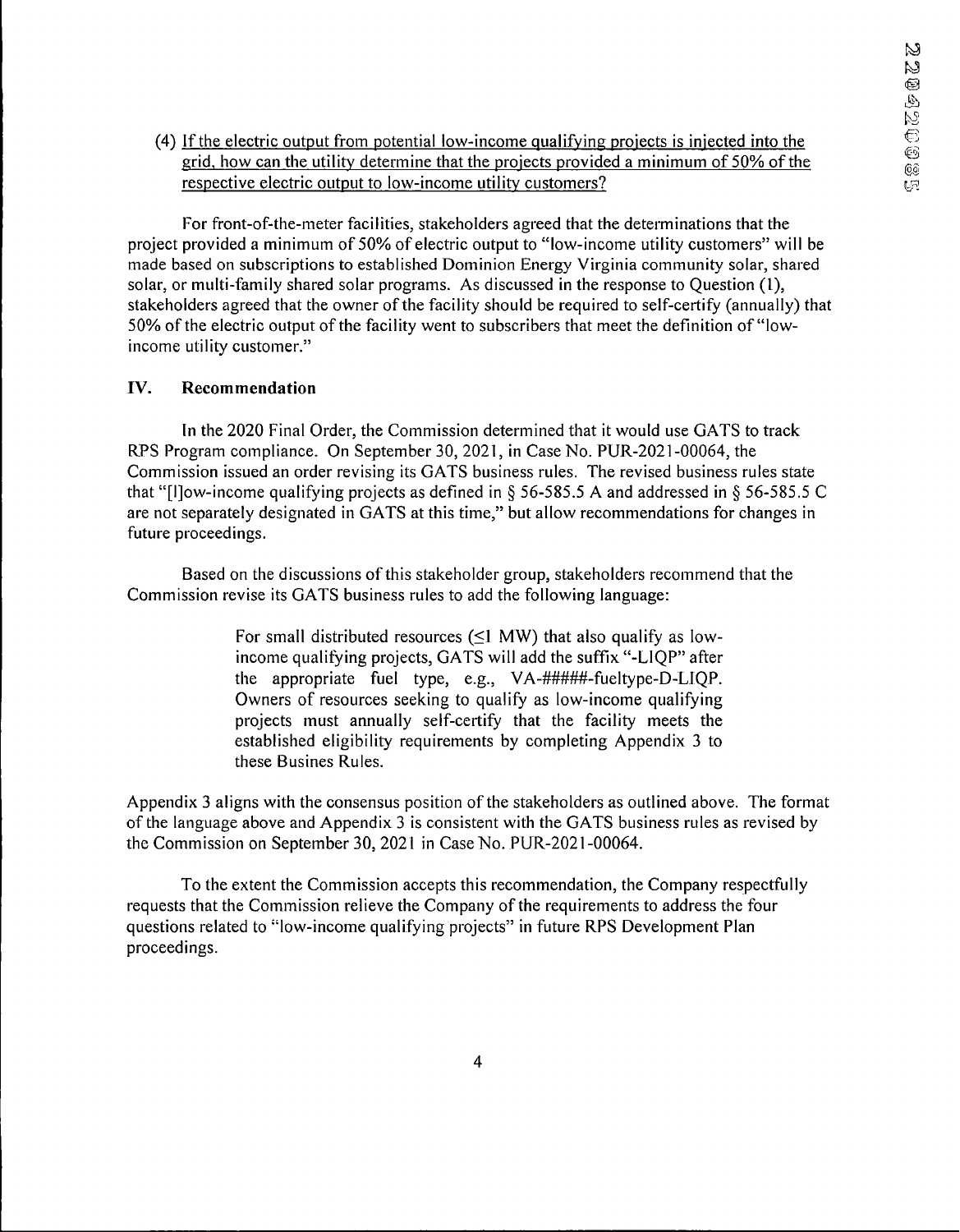(4) <u>If the electric output from potential low-income qualifying projects is injected into the grid, how can the utility determine that the projects provided a minimum of 50% of the respective electric output to low-income utility customers?</u>

For front-of-the-meter facilities, stakeholders agreed that the determinations that the project provided a minimum of 50% of electric output to "low-income utility customers" will be made based on subscriptions to established Dominion Energy Virginia community solar, shared solar, or multi-family shared solar programs. As discussed in the response to Question (1), stakeholders agreed that the owner of the facility should be required to self-certify (annually) that 50% of the electric output of the facility went to subscribers that meet the definition of "low-income utility customer."

## IV. Recommendation

In the 2020 Final Order, the Commission determined that it would use GATS to track RPS Program compliance. On September 30, 2021, in Case No. PUR-2021-00064, the Commission issued an order revising its GATS business rules. The revised business rules state that "[l]ow-income qualifying projects as defined in § 56-585.5 A and addressed in § 56-585.5 C are not separately designated in GATS at this time," but allow recommendations for changes in future proceedings.

Based on the discussions of this stakeholder group, stakeholders recommend that the Commission revise its GATS business rules to add the following language:

> For small distributed resources (≤1 MW) that also qualify as low-income qualifying projects, GATS will add the suffix "-LIQP" after the appropriate fuel type, e.g., VA-#####-fueltype-D-LIQP. Owners of resources seeking to qualify as low-income qualifying projects must annually self-certify that the facility meets the established eligibility requirements by completing Appendix 3 to these Busines Rules.

Appendix 3 aligns with the consensus position of the stakeholders as outlined above. The format of the language above and Appendix 3 is consistent with the GATS business rules as revised by the Commission on September 30, 2021 in Case No. PUR-2021-00064.

To the extent the Commission accepts this recommendation, the Company respectfully requests that the Commission relieve the Company of the requirements to address the four questions related to "low-income qualifying projects" in future RPS Development Plan proceedings.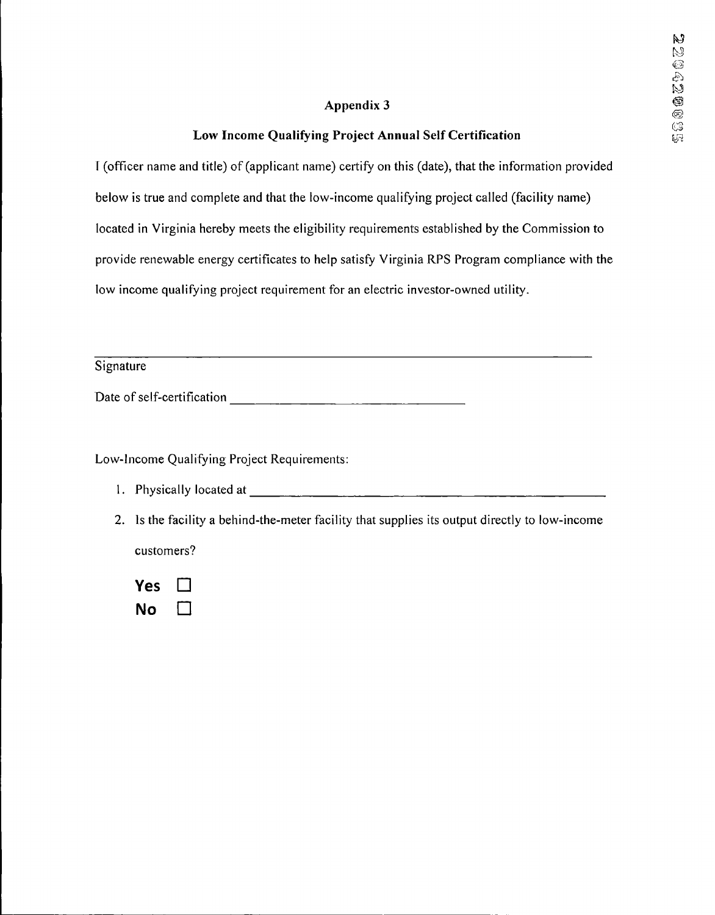## Appendix 3

### Low Income Qualifying Project Annual Self Certification

I (officer name and title) of (applicant name) certify on this (date), that the information provided below is true and complete and that the low-income qualifying project called (facility name) located in Virginia hereby meets the eligibility requirements established by the Commission to provide renewable energy certificates to help satisfy Virginia RPS Program compliance with the low income qualifying project requirement for an electric investor-owned utility.

_______________________________________________

Signature

Date of self-certification ______________________

Low-Income Qualifying Project Requirements:

1. Physically located at ______________________________

2. Is the facility a behind-the-meter facility that supplies its output directly to low-income customers?

   **Yes** ☐

   **No** ☐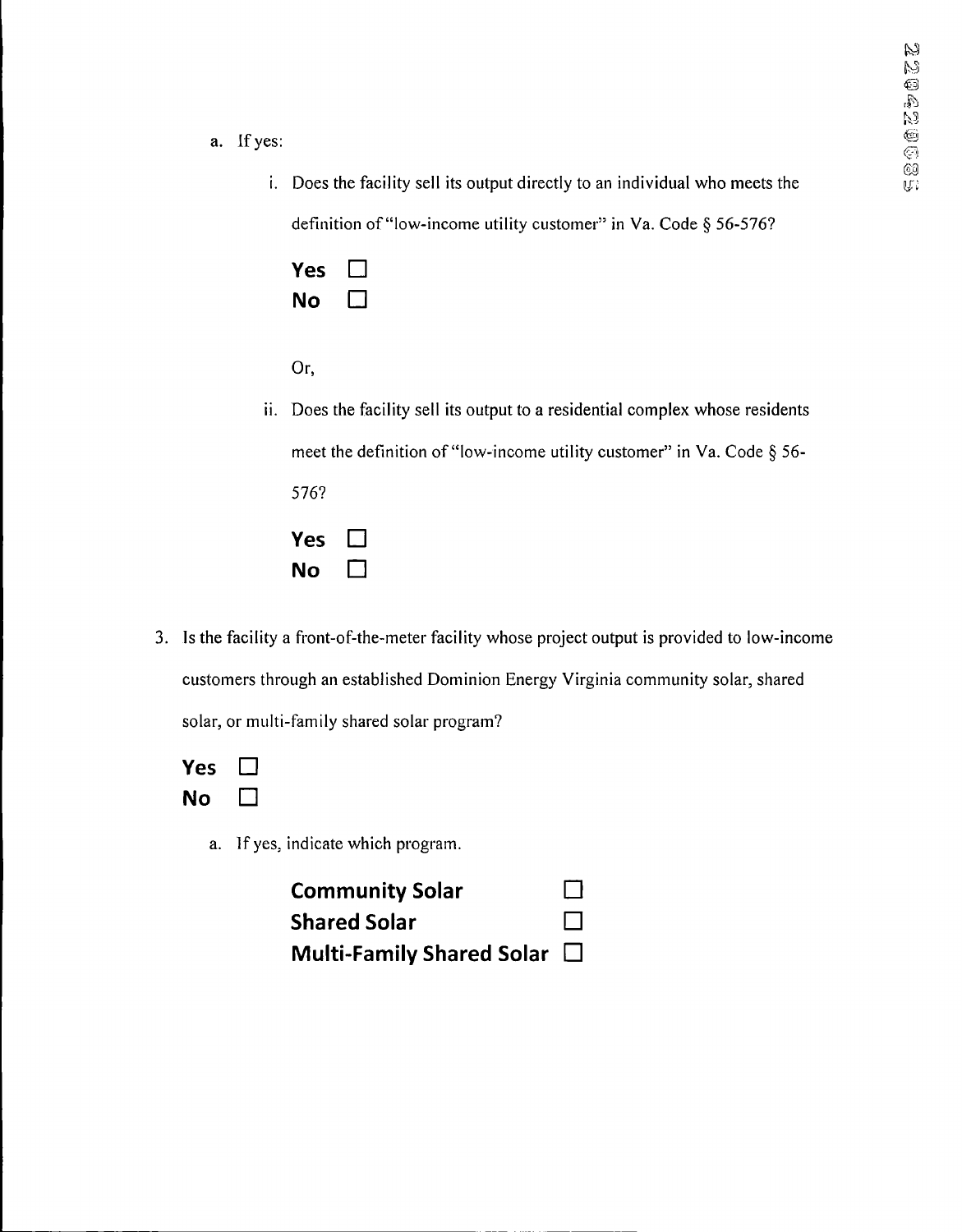a. If yes:

i. Does the facility sell its output directly to an individual who meets the definition of "low-income utility customer" in Va. Code § 56-576?

**Yes** ☐
**No** ☐

Or,

ii. Does the facility sell its output to a residential complex whose residents meet the definition of "low-income utility customer" in Va. Code § 56-576?

**Yes** ☐
**No** ☐

3. Is the facility a front-of-the-meter facility whose project output is provided to low-income customers through an established Dominion Energy Virginia community solar, shared solar, or multi-family shared solar program?

**Yes** ☐
**No** ☐

a. If yes, indicate which program.

**Community Solar** ☐
**Shared Solar** ☐
**Multi-Family Shared Solar** ☐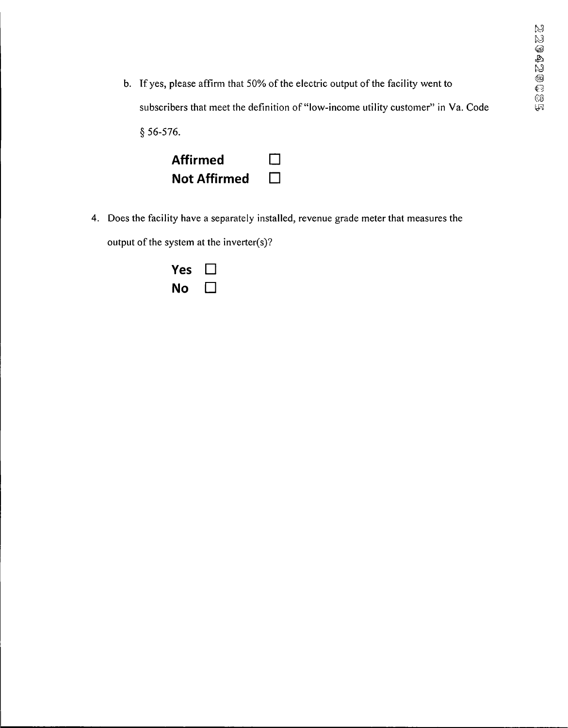b. If yes, please affirm that 50% of the electric output of the facility went to subscribers that meet the definition of "low-income utility customer" in Va. Code § 56-576.

**Affirmed** ☐
**Not Affirmed** ☐

4. Does the facility have a separately installed, revenue grade meter that measures the output of the system at the inverter(s)?

**Yes** ☐
**No** ☐